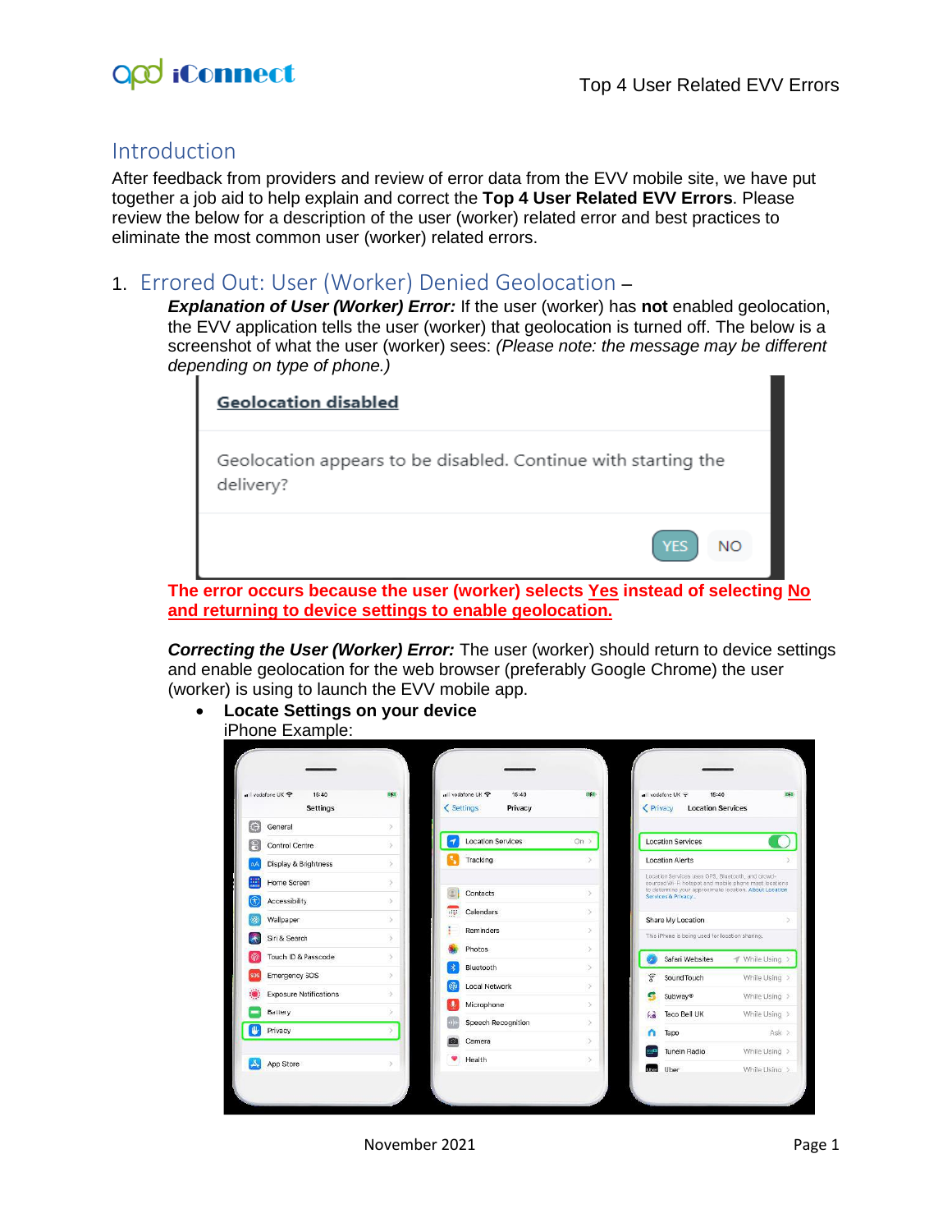# Introduction

After feedback from providers and review of error data from the EVV mobile site, we have put together a job aid to help explain and correct the **Top 4 User Related EVV Errors**. Please review the below for a description of the user (worker) related error and best practices to eliminate the most common user (worker) related errors.

## 1. Errored Out: User (Worker) Denied Geolocation –

***Explanation of User (Worker) Error:*** If the user (worker) has **not** enabled geolocation, the EVV application tells the user (worker) that geolocation is turned off. The below is a screenshot of what the user (worker) sees: *(Please note: the message may be different depending on type of phone.)*

**Geolocation disabled**

Geolocation appears to be disabled. Continue with starting the delivery?

YES NO

**The error occurs because the user (worker) selects Yes instead of selecting No and returning to device settings to enable geolocation.**

***Correcting the User (Worker) Error:*** The user (worker) should return to device settings and enable geolocation for the web browser (preferably Google Chrome) the user (worker) is using to launch the EVV mobile app.

- **Locate Settings on your device**
  iPhone Example: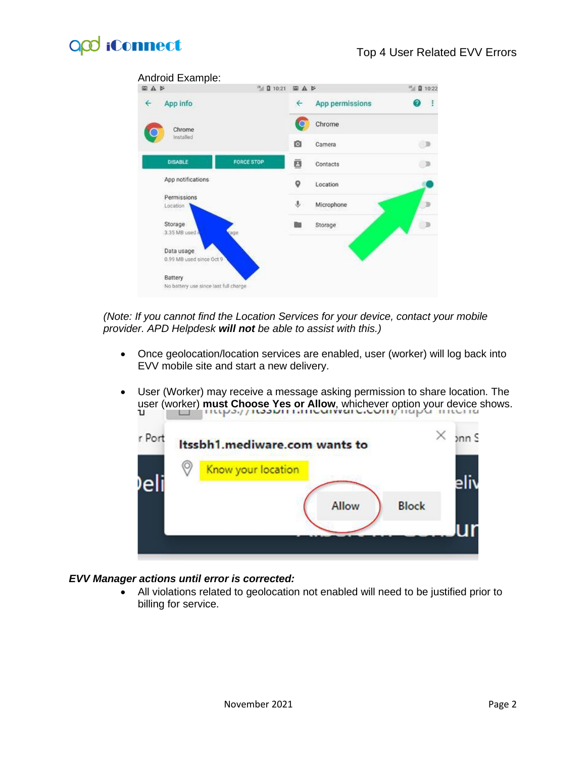Android Example:

*(Note: If you cannot find the Location Services for your device, contact your mobile provider. APD Helpdesk **will not** be able to assist with this.)*

- Once geolocation/location services are enabled, user (worker) will log back into EVV mobile site and start a new delivery.
- User (Worker) may receive a message asking permission to share location. The user (worker) **must Choose Yes or Allow**, whichever option your device shows.

***EVV Manager actions until error is corrected:***

- All violations related to geolocation not enabled will need to be justified prior to billing for service.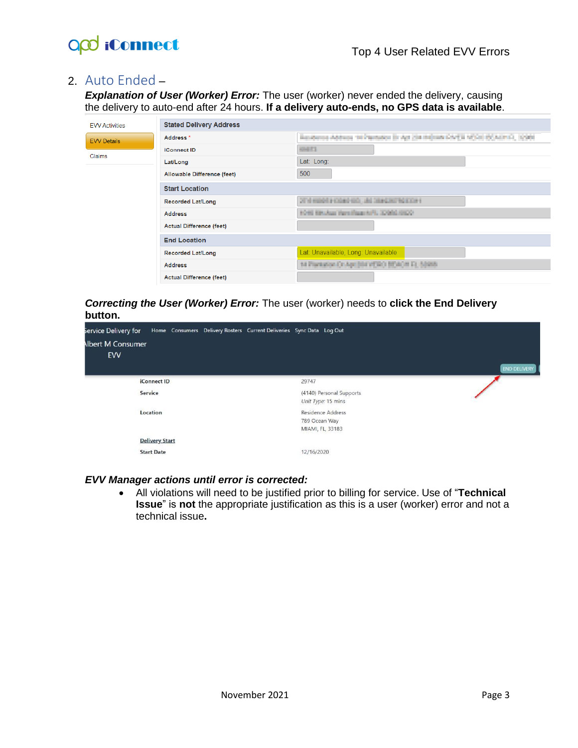## 2. Auto Ended –

***Explanation of User (Worker) Error:*** The user (worker) never ended the delivery, causing the delivery to auto-end after 24 hours. **If a delivery auto-ends, no GPS data is available**.

| | |
|---|---|
| **Stated Delivery Address** | |
| Address * | |
| iConnect ID | |
| Lat/Long | Lat: Long: |
| Allowable Difference (feet) | 500 |
| **Start Location** | |
| Recorded Lat/Long | |
| Address | |
| Actual Difference (feet) | |
| **End Location** | |
| Recorded Lat/Long | Lat: Unavailable, Long: Unavailable |
| Address | |
| Actual Difference (feet) | |

***Correcting the User (Worker) Error:*** The user (worker) needs to **click the End Delivery button.**

Service Delivery for Albert M Consumer EVV — Home | Consumers | Delivery Rosters | Current Deliveries | Sync Data | Log Out — END DELIVERY

| | |
|---|---|
| iConnect ID | 29747 |
| Service | (4140) Personal Supports<br>*Unit Type:* 15 mins |
| Location | Residence Address<br>789 Ocean Way<br>MIAMI, FL, 33183 |
| Delivery Start | |
| Start Date | 12/16/2020 |

***EVV Manager actions until error is corrected:***

- All violations will need to be justified prior to billing for service. Use of "**Technical Issue**" is **not** the appropriate justification as this is a user (worker) error and not a technical issue**.**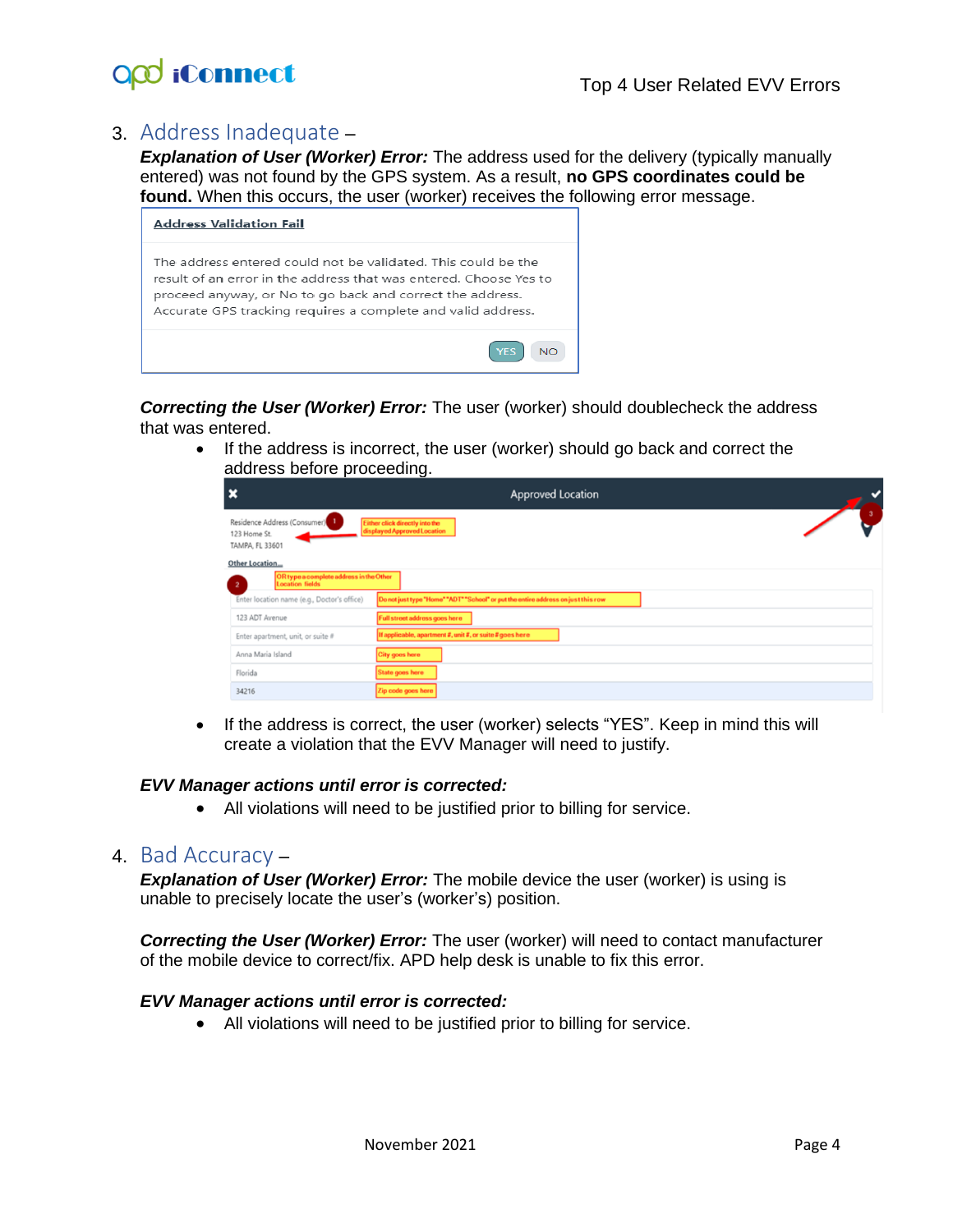3. Address Inadequate –

***Explanation of User (Worker) Error:*** The address used for the delivery (typically manually entered) was not found by the GPS system. As a result, **no GPS coordinates could be found.** When this occurs, the user (worker) receives the following error message.

**Address Validation Fail**

The address entered could not be validated. This could be the result of an error in the address that was entered. Choose Yes to proceed anyway, or No to go back and correct the address. Accurate GPS tracking requires a complete and valid address.

YES NO

***Correcting the User (Worker) Error:*** The user (worker) should doublecheck the address that was entered.

- If the address is incorrect, the user (worker) should go back and correct the address before proceeding.

Approved Location

Residence Address (Consumer) 1
123 Home St.
TAMPA, FL 33601

Either click directly into the displayed Approved Location

3

Other Location...

2 OR type a complete address in the Other Location fields

Enter location name (e.g., Doctor's office) — Do not just type "Home" "ADT" "School" or put the entire address on just this row
123 ADT Avenue — Full street address goes here
Enter apartment, unit, or suite # — If applicable, apartment #, unit #, or suite # goes here
Anna Maria Island — City goes here
Florida — State goes here
34216 — Zip code goes here

- If the address is correct, the user (worker) selects "YES". Keep in mind this will create a violation that the EVV Manager will need to justify.

***EVV Manager actions until error is corrected:***

- All violations will need to be justified prior to billing for service.

4. Bad Accuracy –

***Explanation of User (Worker) Error:*** The mobile device the user (worker) is using is unable to precisely locate the user's (worker's) position.

***Correcting the User (Worker) Error:*** The user (worker) will need to contact manufacturer of the mobile device to correct/fix. APD help desk is unable to fix this error.

***EVV Manager actions until error is corrected:***

- All violations will need to be justified prior to billing for service.

November 2021